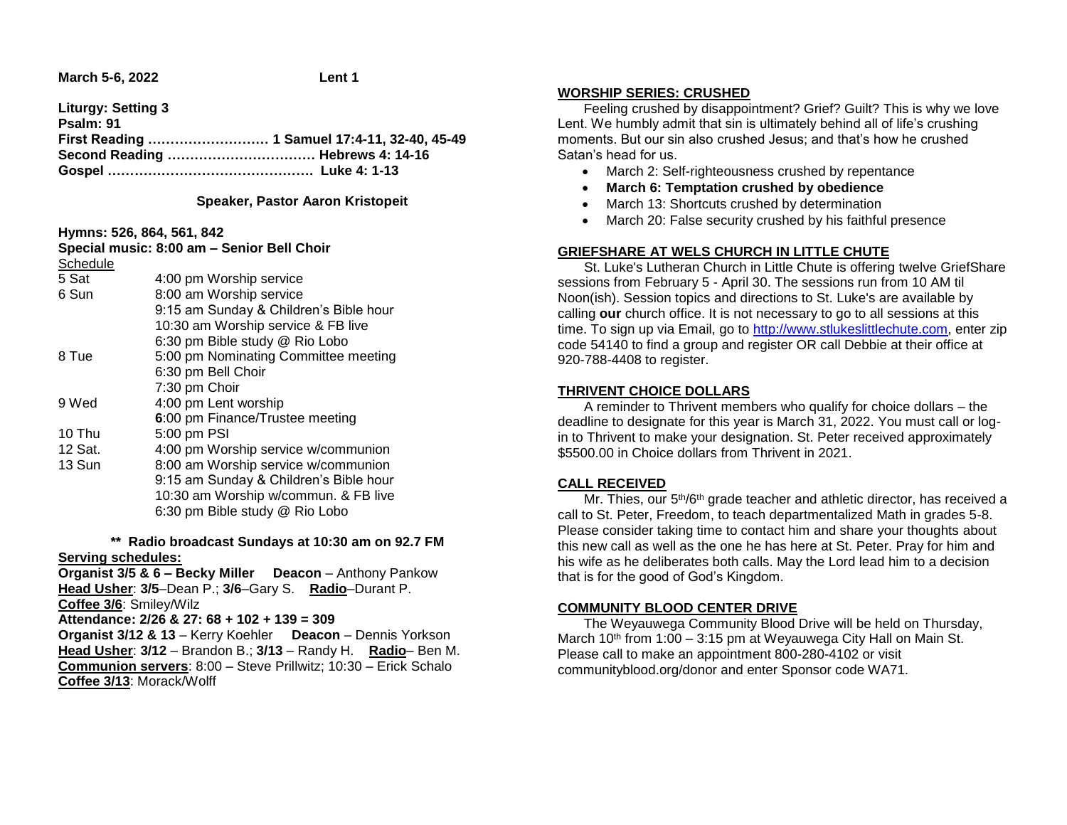**March 5-6, 2022** **Lent 1**

**Liturgy: Setting 3**
**Psalm: 91**
**First Reading ……………………… 1 Samuel 17:4-11, 32-40, 45-49**
**Second Reading …………………………… Hebrews 4: 14-16**
**Gospel ……………………………………… Luke 4: 1-13**

**Speaker, Pastor Aaron Kristopeit**

**Hymns: 526, 864, 561, 842**
**Special music: 8:00 am – Senior Bell Choir**

Schedule

| | |
|---|---|
| 5 Sat | 4:00 pm Worship service |
| 6 Sun | 8:00 am Worship service |
| | 9:15 am Sunday & Children's Bible hour |
| | 10:30 am Worship service & FB live |
| | 6:30 pm Bible study @ Rio Lobo |
| 8 Tue | 5:00 pm Nominating Committee meeting |
| | 6:30 pm Bell Choir |
| | 7:30 pm Choir |
| 9 Wed | 4:00 pm Lent worship |
| | **6**:00 pm Finance/Trustee meeting |
| 10 Thu | 5:00 pm PSI |
| 12 Sat. | 4:00 pm Worship service w/communion |
| 13 Sun | 8:00 am Worship service w/communion |
| | 9:15 am Sunday & Children's Bible hour |
| | 10:30 am Worship w/commun. & FB live |
| | 6:30 pm Bible study @ Rio Lobo |

**\*\* Radio broadcast Sundays at 10:30 am on 92.7 FM**

**Serving schedules:**
**Organist 3/5 & 6 – Becky Miller** **Deacon** – Anthony Pankow
**Head Usher**: **3/5**–Dean P.; **3/6**–Gary S. **Radio**–Durant P.
**Coffee 3/6**: Smiley/Wilz
**Attendance: 2/26 & 27: 68 + 102 + 139 = 309**
**Organist 3/12 & 13** – Kerry Koehler **Deacon** – Dennis Yorkson
**Head Usher**: **3/12** – Brandon B.; **3/13** – Randy H. **Radio**– Ben M.
**Communion servers**: 8:00 – Steve Prillwitz; 10:30 – Erick Schalo
**Coffee 3/13**: Morack/Wolff

## WORSHIP SERIES: CRUSHED

Feeling crushed by disappointment? Grief? Guilt? This is why we love Lent. We humbly admit that sin is ultimately behind all of life's crushing moments. But our sin also crushed Jesus; and that's how he crushed Satan's head for us.

- March 2: Self-righteousness crushed by repentance
- **March 6: Temptation crushed by obedience**
- March 13: Shortcuts crushed by determination
- March 20: False security crushed by his faithful presence

## GRIEFSHARE AT WELS CHURCH IN LITTLE CHUTE

St. Luke's Lutheran Church in Little Chute is offering twelve GriefShare sessions from February 5 - April 30. The sessions run from 10 AM til Noon(ish). Session topics and directions to St. Luke's are available by calling **our** church office. It is not necessary to go to all sessions at this time. To sign up via Email, go to http://www.stlukeslittlechute.com, enter zip code 54140 to find a group and register OR call Debbie at their office at 920-788-4408 to register.

## THRIVENT CHOICE DOLLARS

A reminder to Thrivent members who qualify for choice dollars – the deadline to designate for this year is March 31, 2022. You must call or log-in to Thrivent to make your designation. St. Peter received approximately $5500.00 in Choice dollars from Thrivent in 2021.

## CALL RECEIVED

Mr. Thies, our 5th/6th grade teacher and athletic director, has received a call to St. Peter, Freedom, to teach departmentalized Math in grades 5-8. Please consider taking time to contact him and share your thoughts about this new call as well as the one he has here at St. Peter. Pray for him and his wife as he deliberates both calls. May the Lord lead him to a decision that is for the good of God's Kingdom.

## COMMUNITY BLOOD CENTER DRIVE

The Weyauwega Community Blood Drive will be held on Thursday, March 10th from 1:00 – 3:15 pm at Weyauwega City Hall on Main St. Please call to make an appointment 800-280-4102 or visit communityblood.org/donor and enter Sponsor code WA71.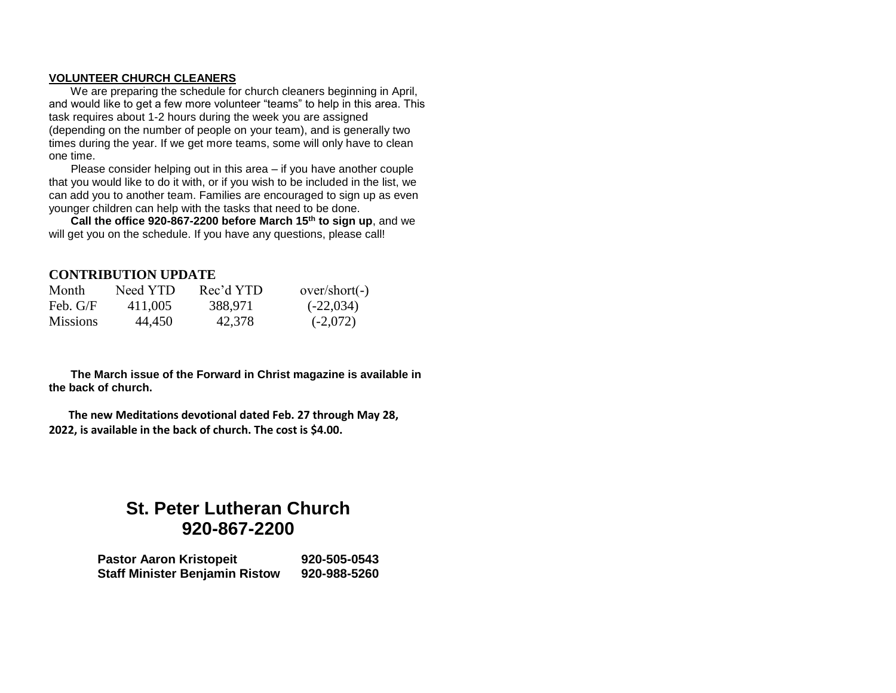## VOLUNTEER CHURCH CLEANERS

We are preparing the schedule for church cleaners beginning in April, and would like to get a few more volunteer "teams" to help in this area. This task requires about 1-2 hours during the week you are assigned (depending on the number of people on your team), and is generally two times during the year. If we get more teams, some will only have to clean one time.

Please consider helping out in this area – if you have another couple that you would like to do it with, or if you wish to be included in the list, we can add you to another team. Families are encouraged to sign up as even younger children can help with the tasks that need to be done.

**Call the office 920-867-2200 before March 15th to sign up**, and we will get you on the schedule. If you have any questions, please call!

## CONTRIBUTION UPDATE

| Month | Need YTD | Rec'd YTD | over/short(-) |
|---|---|---|---|
| Feb. G/F | 411,005 | 388,971 | (-22,034) |
| Missions | 44,450 | 42,378 | (-2,072) |

**The March issue of the Forward in Christ magazine is available in the back of church.**

**The new Meditations devotional dated Feb. 27 through May 28, 2022, is available in the back of church. The cost is $4.00.**

# St. Peter Lutheran Church
# 920-867-2200

| | |
|---|---|
| **Pastor Aaron Kristopeit** | **920-505-0543** |
| **Staff Minister Benjamin Ristow** | **920-988-5260** |